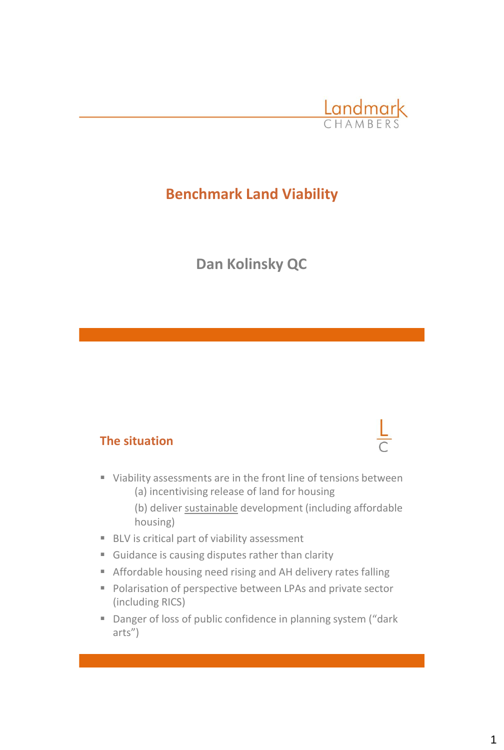# Benchmark Land Viability

**Dan Kolinsky QC**

## The situation

- Viability assessments are in the front line of tensions between
  - (a) incentivising release of land for housing
  - (b) deliver <u>sustainable</u> development (including affordable housing)
- BLV is critical part of viability assessment
- Guidance is causing disputes rather than clarity
- Affordable housing need rising and AH delivery rates falling
- Polarisation of perspective between LPAs and private sector (including RICS)
- Danger of loss of public confidence in planning system ("dark arts")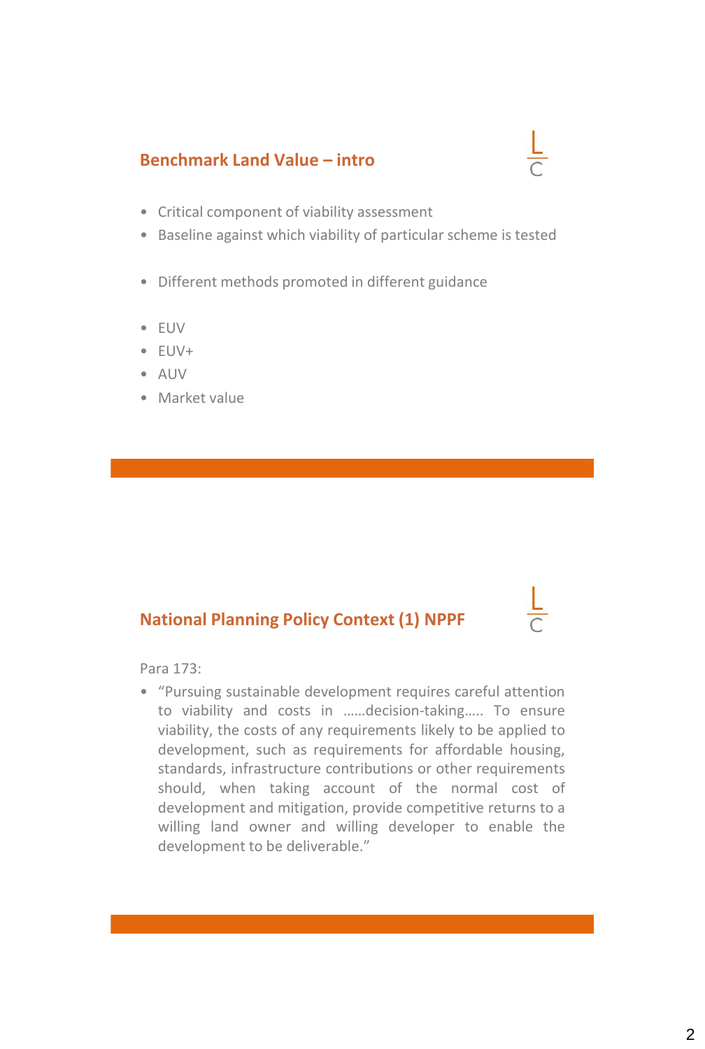## Benchmark Land Value – intro

- Critical component of viability assessment
- Baseline against which viability of particular scheme is tested

- Different methods promoted in different guidance

- EUV
- EUV+
- AUV
- Market value

## National Planning Policy Context (1) NPPF

Para 173:

- "Pursuing sustainable development requires careful attention to viability and costs in ……decision-taking….. To ensure viability, the costs of any requirements likely to be applied to development, such as requirements for affordable housing, standards, infrastructure contributions or other requirements should, when taking account of the normal cost of development and mitigation, provide competitive returns to a willing land owner and willing developer to enable the development to be deliverable."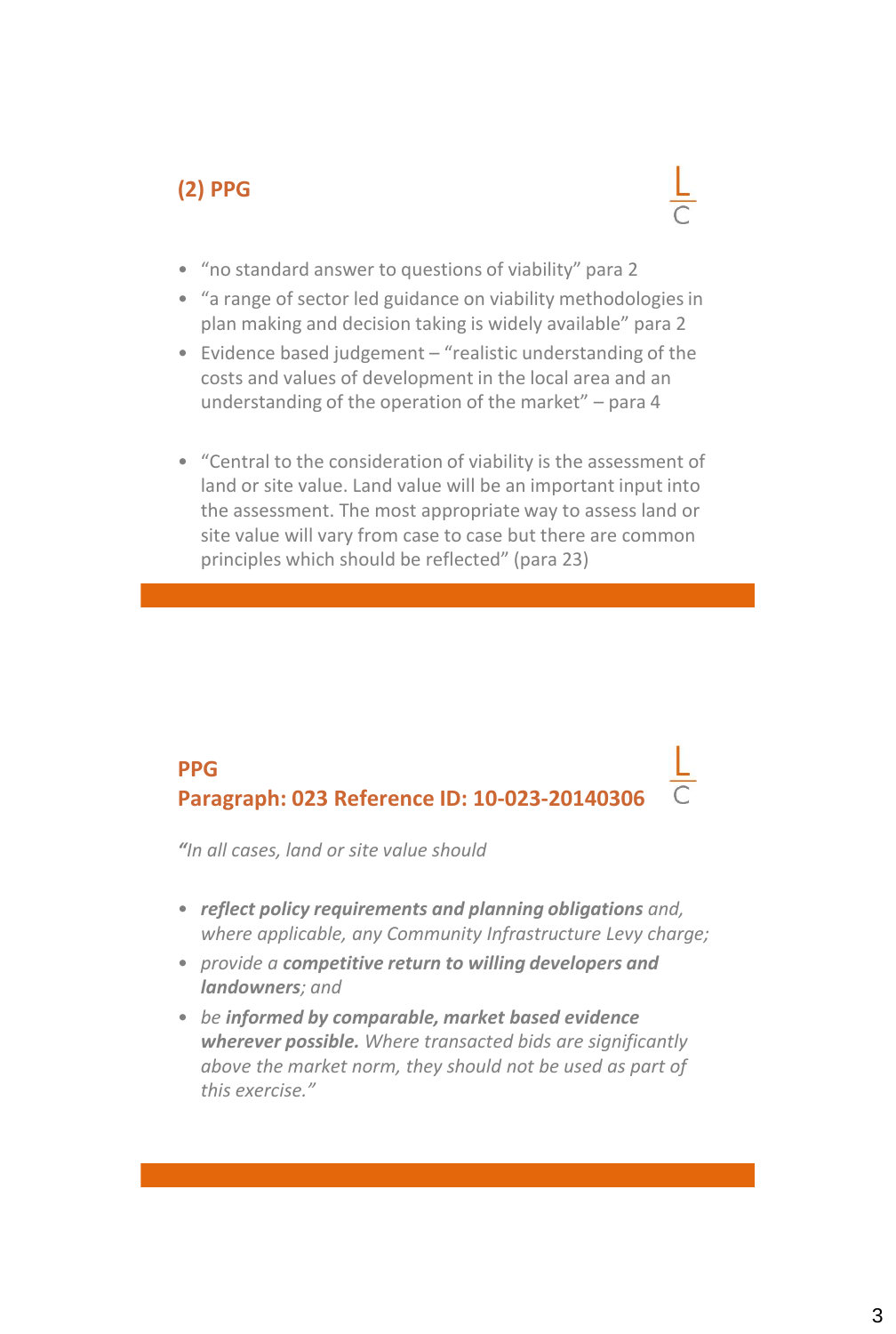## (2) PPG

- "no standard answer to questions of viability" para 2
- "a range of sector led guidance on viability methodologies in plan making and decision taking is widely available" para 2
- Evidence based judgement – "realistic understanding of the costs and values of development in the local area and an understanding of the operation of the market" – para 4

- "Central to the consideration of viability is the assessment of land or site value. Land value will be an important input into the assessment. The most appropriate way to assess land or site value will vary from case to case but there are common principles which should be reflected" (para 23)

## PPG
## Paragraph: 023 Reference ID: 10-023-20140306

*"In all cases, land or site value should*

- ***reflect policy requirements and planning obligations*** *and, where applicable, any Community Infrastructure Levy charge;*
- *provide a* ***competitive return to willing developers and landowners****; and*
- *be* ***informed by comparable, market based evidence wherever possible.*** *Where transacted bids are significantly above the market norm, they should not be used as part of this exercise."*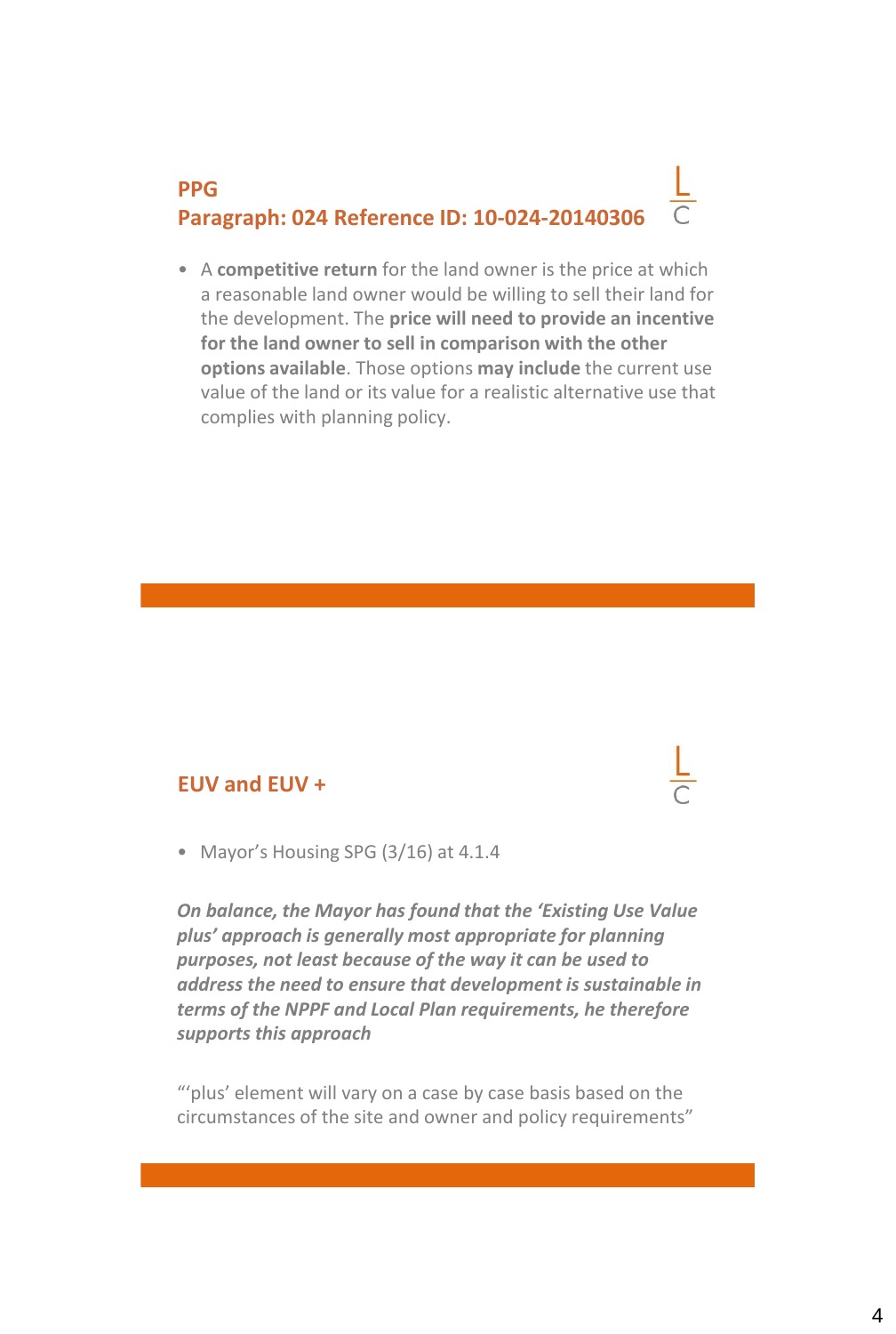## PPG
## Paragraph: 024 Reference ID: 10-024-20140306

- A **competitive return** for the land owner is the price at which a reasonable land owner would be willing to sell their land for the development. The **price will need to provide an incentive for the land owner to sell in comparison with the other options available**. Those options **may include** the current use value of the land or its value for a realistic alternative use that complies with planning policy.

## EUV and EUV +

- Mayor's Housing SPG (3/16) at 4.1.4

***On balance, the Mayor has found that the 'Existing Use Value plus' approach is generally most appropriate for planning purposes, not least because of the way it can be used to address the need to ensure that development is sustainable in terms of the NPPF and Local Plan requirements, he therefore supports this approach***

"'plus' element will vary on a case by case basis based on the circumstances of the site and owner and policy requirements"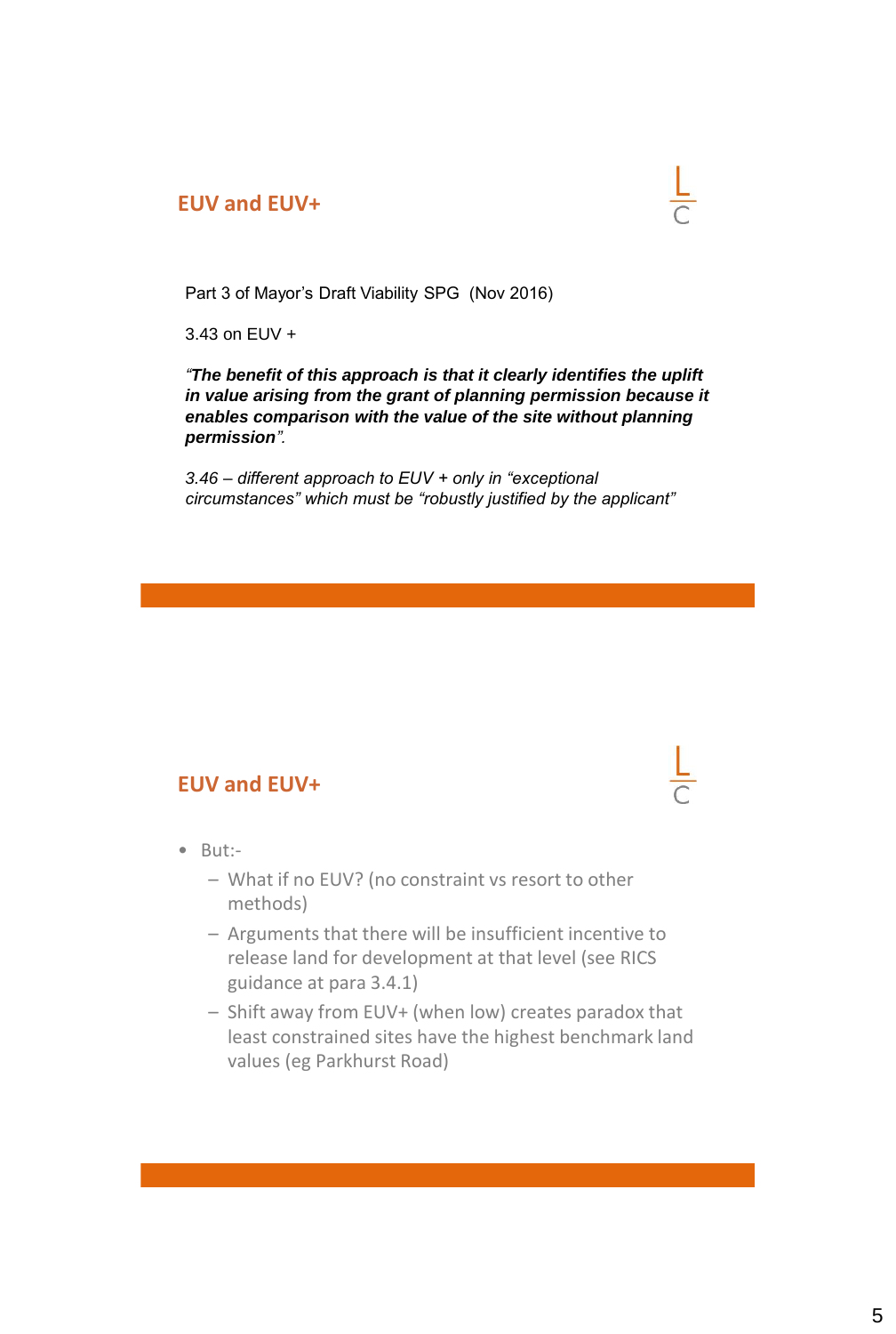## EUV and EUV+

Part 3 of Mayor's Draft Viability SPG (Nov 2016)

3.43 on EUV +

*"**The benefit of this approach is that it clearly identifies the uplift in value arising from the grant of planning permission because it enables comparison with the value of the site without planning permission**".*

*3.46 – different approach to EUV + only in "exceptional circumstances" which must be "robustly justified by the applicant"*

## EUV and EUV+

- But:-
  - What if no EUV? (no constraint vs resort to other methods)
  - Arguments that there will be insufficient incentive to release land for development at that level (see RICS guidance at para 3.4.1)
  - Shift away from EUV+ (when low) creates paradox that least constrained sites have the highest benchmark land values (eg Parkhurst Road)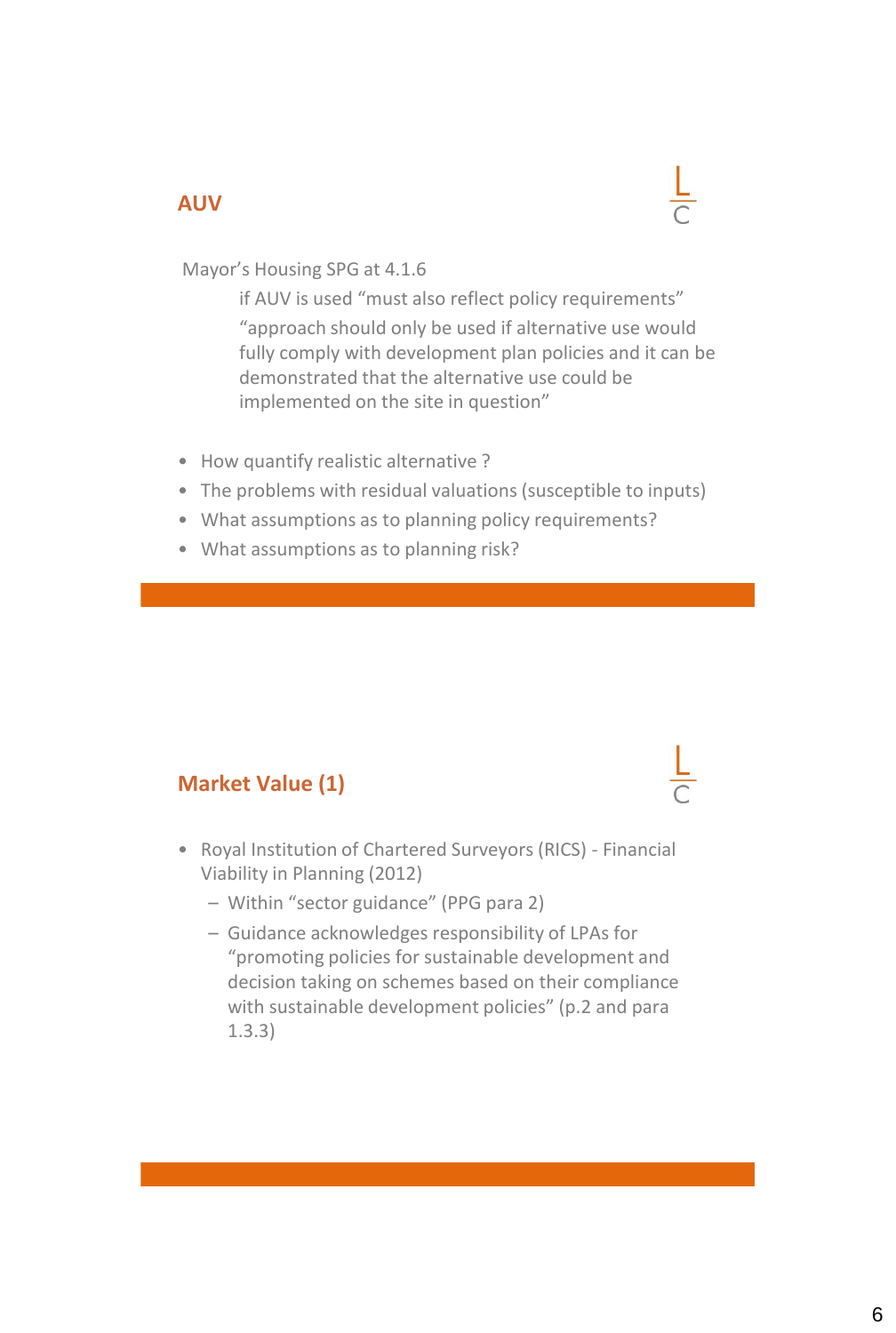## AUV

Mayor's Housing SPG at 4.1.6

> if AUV is used "must also reflect policy requirements"
>
> "approach should only be used if alternative use would fully comply with development plan policies and it can be demonstrated that the alternative use could be implemented on the site in question"

- How quantify realistic alternative ?
- The problems with residual valuations (susceptible to inputs)
- What assumptions as to planning policy requirements?
- What assumptions as to planning risk?

## Market Value (1)

- Royal Institution of Chartered Surveyors (RICS) - Financial Viability in Planning (2012)
  - Within "sector guidance" (PPG para 2)
  - Guidance acknowledges responsibility of LPAs for "promoting policies for sustainable development and decision taking on schemes based on their compliance with sustainable development policies" (p.2 and para 1.3.3)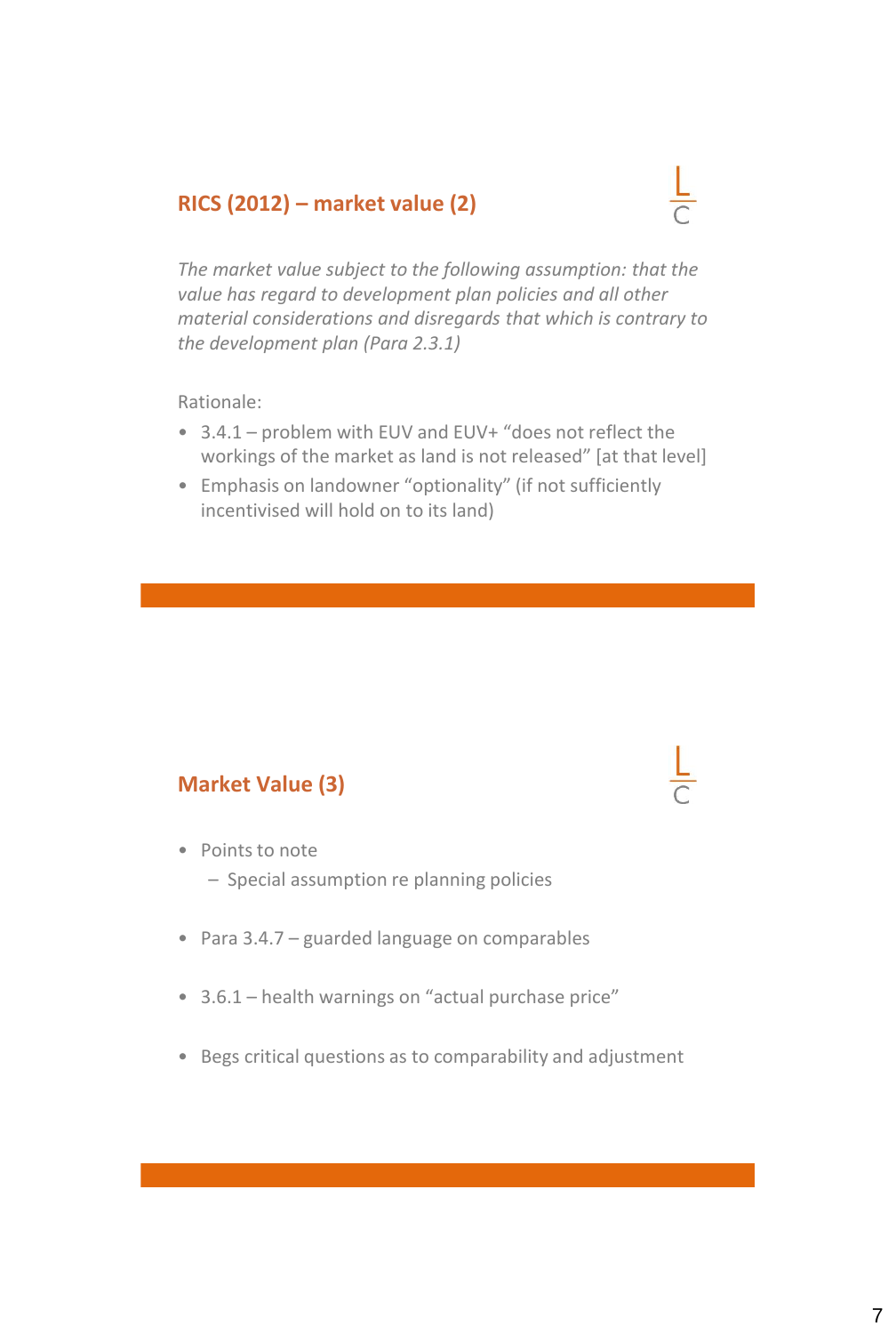## RICS (2012) – market value (2)

*The market value subject to the following assumption: that the value has regard to development plan policies and all other material considerations and disregards that which is contrary to the development plan (Para 2.3.1)*

Rationale:

- 3.4.1 – problem with EUV and EUV+ "does not reflect the workings of the market as land is not released" [at that level]
- Emphasis on landowner "optionality" (if not sufficiently incentivised will hold on to its land)

## Market Value (3)

- Points to note
  - Special assumption re planning policies
- Para 3.4.7 – guarded language on comparables
- 3.6.1 – health warnings on "actual purchase price"
- Begs critical questions as to comparability and adjustment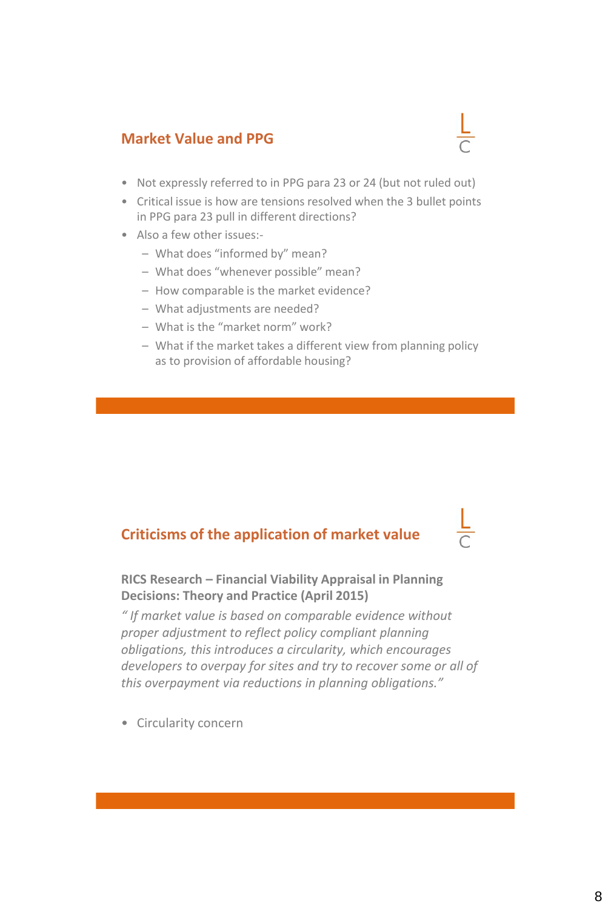## Market Value and PPG

- Not expressly referred to in PPG para 23 or 24 (but not ruled out)
- Critical issue is how are tensions resolved when the 3 bullet points in PPG para 23 pull in different directions?
- Also a few other issues:-
  - What does "informed by" mean?
  - What does "whenever possible" mean?
  - How comparable is the market evidence?
  - What adjustments are needed?
  - What is the "market norm" work?
  - What if the market takes a different view from planning policy as to provision of affordable housing?

## Criticisms of the application of market value

**RICS Research – Financial Viability Appraisal in Planning Decisions: Theory and Practice (April 2015)**

*" If market value is based on comparable evidence without proper adjustment to reflect policy compliant planning obligations, this introduces a circularity, which encourages developers to overpay for sites and try to recover some or all of this overpayment via reductions in planning obligations."*

- Circularity concern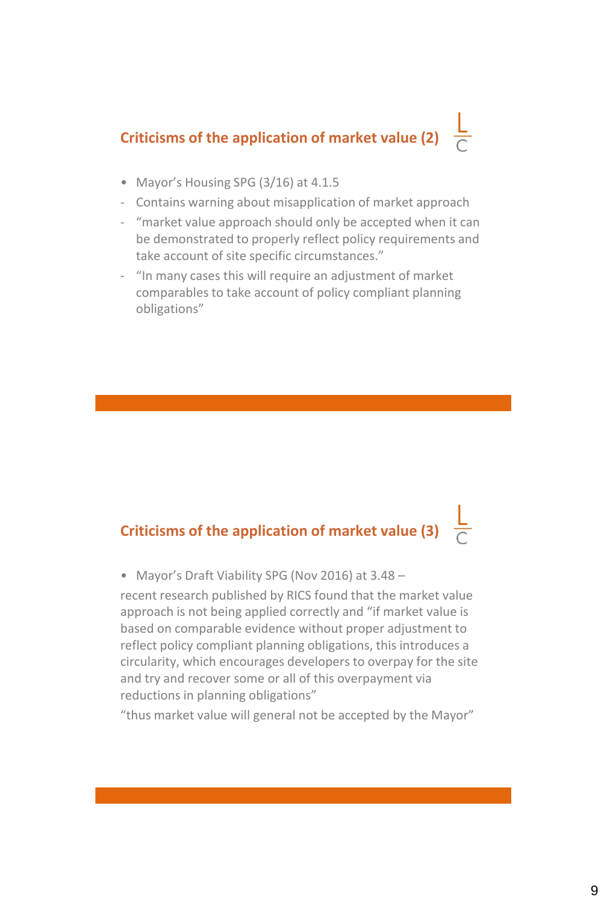## Criticisms of the application of market value (2)

- Mayor's Housing SPG (3/16) at 4.1.5
  - Contains warning about misapplication of market approach
  - "market value approach should only be accepted when it can be demonstrated to properly reflect policy requirements and take account of site specific circumstances."
  - "In many cases this will require an adjustment of market comparables to take account of policy compliant planning obligations"

## Criticisms of the application of market value (3)

- Mayor's Draft Viability SPG (Nov 2016) at 3.48 –

recent research published by RICS found that the market value approach is not being applied correctly and "if market value is based on comparable evidence without proper adjustment to reflect policy compliant planning obligations, this introduces a circularity, which encourages developers to overpay for the site and try and recover some or all of this overpayment via reductions in planning obligations"

"thus market value will general not be accepted by the Mayor"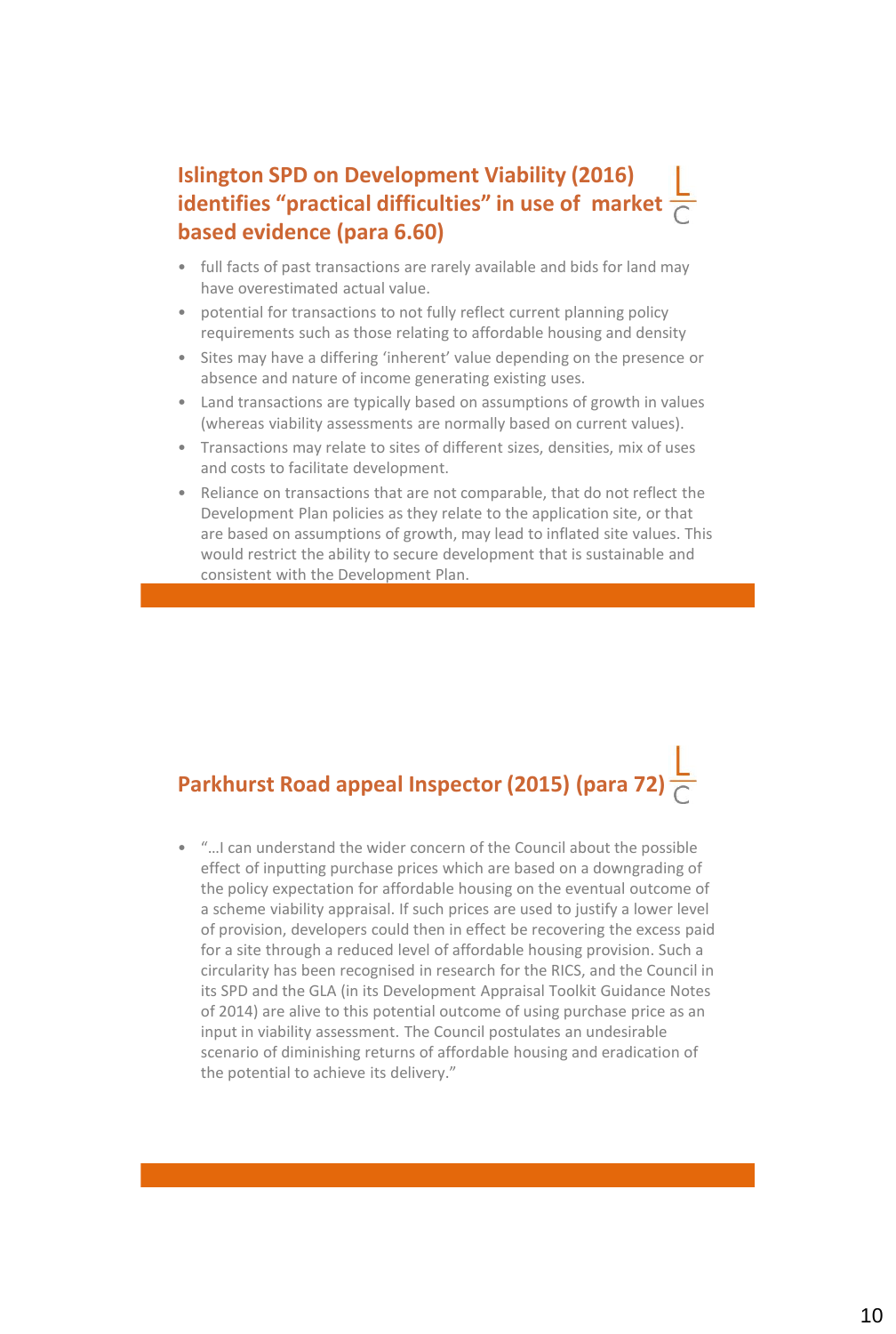## Islington SPD on Development Viability (2016) identifies "practical difficulties" in use of market based evidence (para 6.60)

- full facts of past transactions are rarely available and bids for land may have overestimated actual value.
- potential for transactions to not fully reflect current planning policy requirements such as those relating to affordable housing and density
- Sites may have a differing 'inherent' value depending on the presence or absence and nature of income generating existing uses.
- Land transactions are typically based on assumptions of growth in values (whereas viability assessments are normally based on current values).
- Transactions may relate to sites of different sizes, densities, mix of uses and costs to facilitate development.
- Reliance on transactions that are not comparable, that do not reflect the Development Plan policies as they relate to the application site, or that are based on assumptions of growth, may lead to inflated site values. This would restrict the ability to secure development that is sustainable and consistent with the Development Plan.

## Parkhurst Road appeal Inspector (2015) (para 72)

- "…I can understand the wider concern of the Council about the possible effect of inputting purchase prices which are based on a downgrading of the policy expectation for affordable housing on the eventual outcome of a scheme viability appraisal. If such prices are used to justify a lower level of provision, developers could then in effect be recovering the excess paid for a site through a reduced level of affordable housing provision. Such a circularity has been recognised in research for the RICS, and the Council in its SPD and the GLA (in its Development Appraisal Toolkit Guidance Notes of 2014) are alive to this potential outcome of using purchase price as an input in viability assessment. The Council postulates an undesirable scenario of diminishing returns of affordable housing and eradication of the potential to achieve its delivery."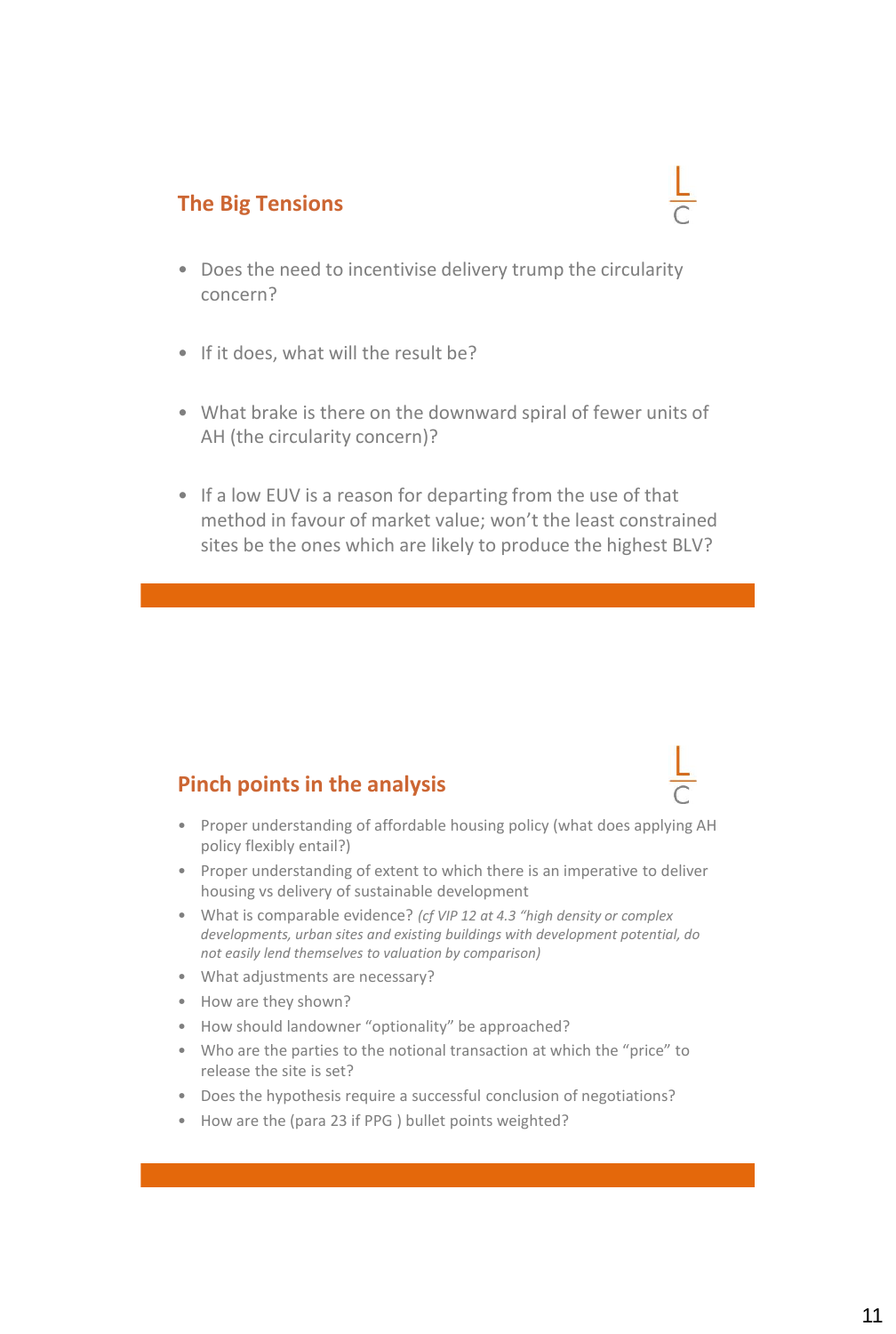## The Big Tensions

- Does the need to incentivise delivery trump the circularity concern?
- If it does, what will the result be?
- What brake is there on the downward spiral of fewer units of AH (the circularity concern)?
- If a low EUV is a reason for departing from the use of that method in favour of market value; won't the least constrained sites be the ones which are likely to produce the highest BLV?

## Pinch points in the analysis

- Proper understanding of affordable housing policy (what does applying AH policy flexibly entail?)
- Proper understanding of extent to which there is an imperative to deliver housing vs delivery of sustainable development
- What is comparable evidence? *(cf VIP 12 at 4.3 "high density or complex developments, urban sites and existing buildings with development potential, do not easily lend themselves to valuation by comparison)*
- What adjustments are necessary?
- How are they shown?
- How should landowner "optionality" be approached?
- Who are the parties to the notional transaction at which the "price" to release the site is set?
- Does the hypothesis require a successful conclusion of negotiations?
- How are the (para 23 if PPG ) bullet points weighted?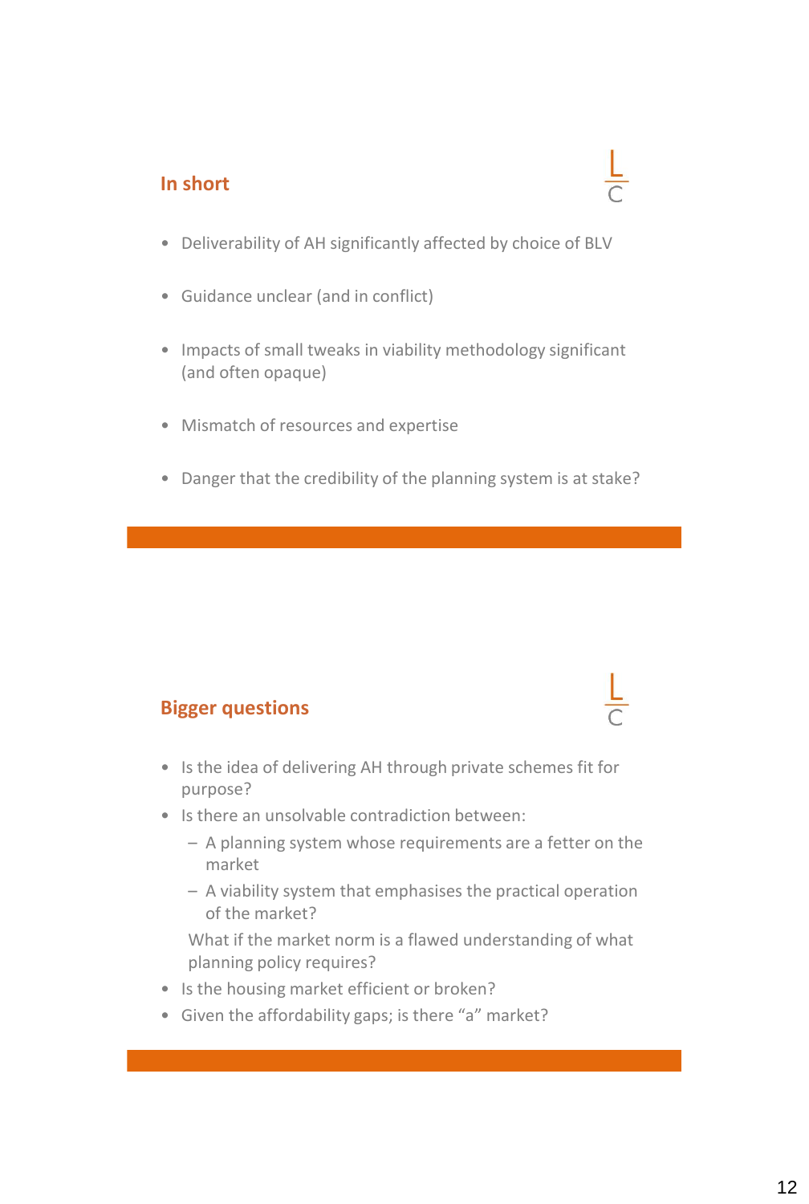## In short

- Deliverability of AH significantly affected by choice of BLV
- Guidance unclear (and in conflict)
- Impacts of small tweaks in viability methodology significant (and often opaque)
- Mismatch of resources and expertise
- Danger that the credibility of the planning system is at stake?

## Bigger questions

- Is the idea of delivering AH through private schemes fit for purpose?
- Is there an unsolvable contradiction between:
  - A planning system whose requirements are a fetter on the market
  - A viability system that emphasises the practical operation of the market?

  What if the market norm is a flawed understanding of what planning policy requires?
- Is the housing market efficient or broken?
- Given the affordability gaps; is there "a" market?